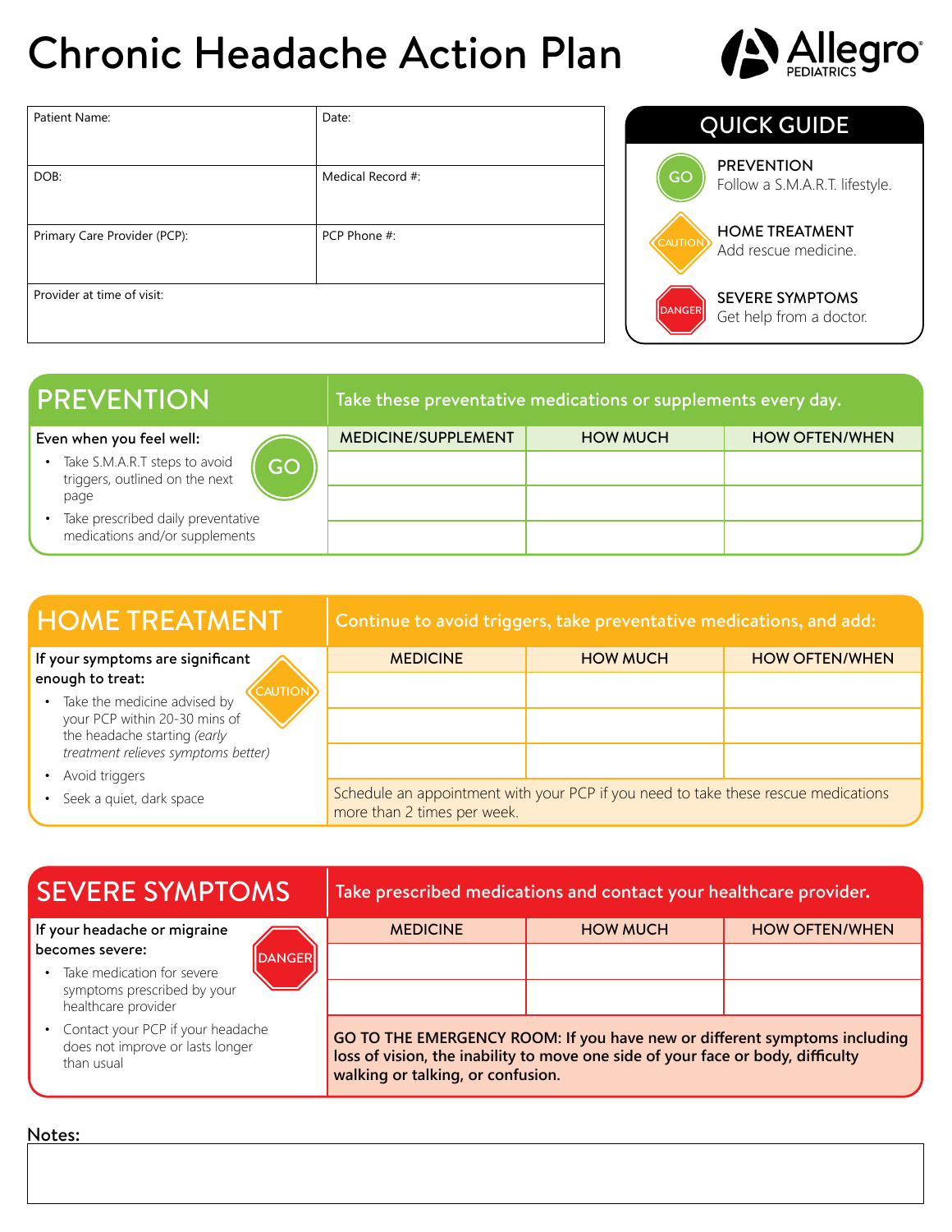# Chronic Headache Action Plan

Allegro PEDIATRICS

| Patient Name: | Date: |
|---|---|
| DOB: | Medical Record #: |
| Primary Care Provider (PCP): | PCP Phone #: |
| Provider at time of visit: | |

## QUICK GUIDE

- **GO** — PREVENTION: Follow a S.M.A.R.T. lifestyle.
- **CAUTION** — HOME TREATMENT: Add rescue medicine.
- **DANGER** — SEVERE SYMPTOMS: Get help from a doctor.

## PREVENTION

**GO**

**Even when you feel well:**

- Take S.M.A.R.T steps to avoid triggers, outlined on the next page
- Take prescribed daily preventative medications and/or supplements

Take these preventative medications or supplements every day.

| MEDICINE/SUPPLEMENT | HOW MUCH | HOW OFTEN/WHEN |
|---|---|---|
| | | |
| | | |
| | | |

## HOME TREATMENT

**CAUTION**

**If your symptoms are significant enough to treat:**

- Take the medicine advised by your PCP within 20-30 mins of the headache starting *(early treatment relieves symptoms better)*
- Avoid triggers
- Seek a quiet, dark space

Continue to avoid triggers, take preventative medications, and add:

| MEDICINE | HOW MUCH | HOW OFTEN/WHEN |
|---|---|---|
| | | |
| | | |
| | | |

Schedule an appointment with your PCP if you need to take these rescue medications more than 2 times per week.

## SEVERE SYMPTOMS

**DANGER**

**If your headache or migraine becomes severe:**

- Take medication for severe symptoms prescribed by your healthcare provider
- Contact your PCP if your headache does not improve or lasts longer than usual

Take prescribed medications and contact your healthcare provider.

| MEDICINE | HOW MUCH | HOW OFTEN/WHEN |
|---|---|---|
| | | |
| | | |

**GO TO THE EMERGENCY ROOM: If you have new or different symptoms including loss of vision, the inability to move one side of your face or body, difficulty walking or talking, or confusion.**

**Notes:**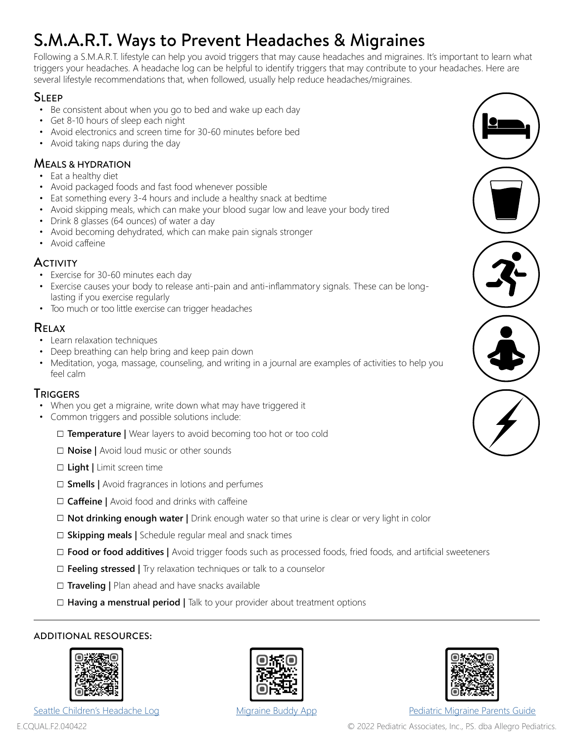# S.M.A.R.T. Ways to Prevent Headaches & Migraines

Following a S.M.A.R.T. lifestyle can help you avoid triggers that may cause headaches and migraines. It's important to learn what triggers your headaches. A headache log can be helpful to identify triggers that may contribute to your headaches. Here are several lifestyle recommendations that, when followed, usually help reduce headaches/migraines.

## Sleep

- Be consistent about when you go to bed and wake up each day
- Get 8-10 hours of sleep each night
- Avoid electronics and screen time for 30-60 minutes before bed
- Avoid taking naps during the day

## Meals & hydration

- Eat a healthy diet
- Avoid packaged foods and fast food whenever possible
- Eat something every 3-4 hours and include a healthy snack at bedtime
- Avoid skipping meals, which can make your blood sugar low and leave your body tired
- Drink 8 glasses (64 ounces) of water a day
- Avoid becoming dehydrated, which can make pain signals stronger
- Avoid caffeine

## Activity

- Exercise for 30-60 minutes each day
- Exercise causes your body to release anti-pain and anti-inflammatory signals. These can be long-lasting if you exercise regularly
- Too much or too little exercise can trigger headaches

## Relax

- Learn relaxation techniques
- Deep breathing can help bring and keep pain down
- Meditation, yoga, massage, counseling, and writing in a journal are examples of activities to help you feel calm

## Triggers

- When you get a migraine, write down what may have triggered it
- Common triggers and possible solutions include:
  - ☐ **Temperature |** Wear layers to avoid becoming too hot or too cold
  - ☐ **Noise |** Avoid loud music or other sounds
  - ☐ **Light |** Limit screen time
  - ☐ **Smells |** Avoid fragrances in lotions and perfumes
  - ☐ **Caffeine |** Avoid food and drinks with caffeine
  - ☐ **Not drinking enough water |** Drink enough water so that urine is clear or very light in color
  - ☐ **Skipping meals |** Schedule regular meal and snack times
  - ☐ **Food or food additives |** Avoid trigger foods such as processed foods, fried foods, and artificial sweeteners
  - ☐ **Feeling stressed |** Try relaxation techniques or talk to a counselor
  - ☐ **Traveling |** Plan ahead and have snacks available
  - ☐ **Having a menstrual period |** Talk to your provider about treatment options

---

### ADDITIONAL RESOURCES:

Seattle Children's Headache Log

Migraine Buddy App

Pediatric Migraine Parents Guide

E.CQUAL.F2.040422

© 2022 Pediatric Associates, Inc., P.S. dba Allegro Pediatrics.